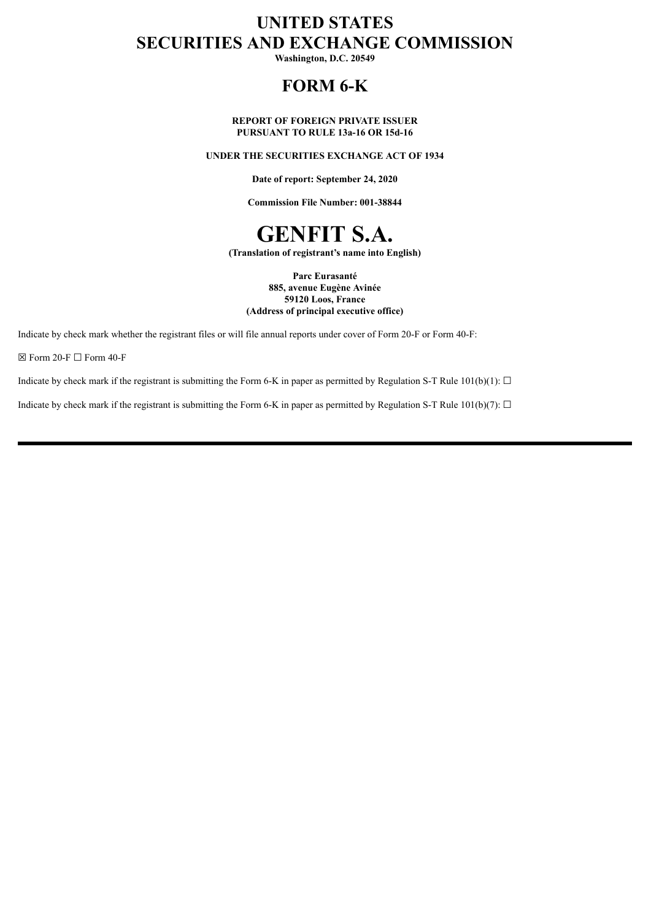# UNITED STATES
# SECURITIES AND EXCHANGE COMMISSION

**Washington, D.C. 20549**

## FORM 6-K

**REPORT OF FOREIGN PRIVATE ISSUER**
**PURSUANT TO RULE 13a-16 OR 15d-16**

**UNDER THE SECURITIES EXCHANGE ACT OF 1934**

**Date of report: September 24, 2020**

**Commission File Number: 001-38844**

# GENFIT S.A.

**(Translation of registrant's name into English)**

**Parc Eurasanté**
**885, avenue Eugène Avinée**
**59120 Loos, France**
**(Address of principal executive office)**

Indicate by check mark whether the registrant files or will file annual reports under cover of Form 20-F or Form 40-F:

☒ Form 20-F ☐ Form 40-F

Indicate by check mark if the registrant is submitting the Form 6-K in paper as permitted by Regulation S-T Rule 101(b)(1): ☐

Indicate by check mark if the registrant is submitting the Form 6-K in paper as permitted by Regulation S-T Rule 101(b)(7): ☐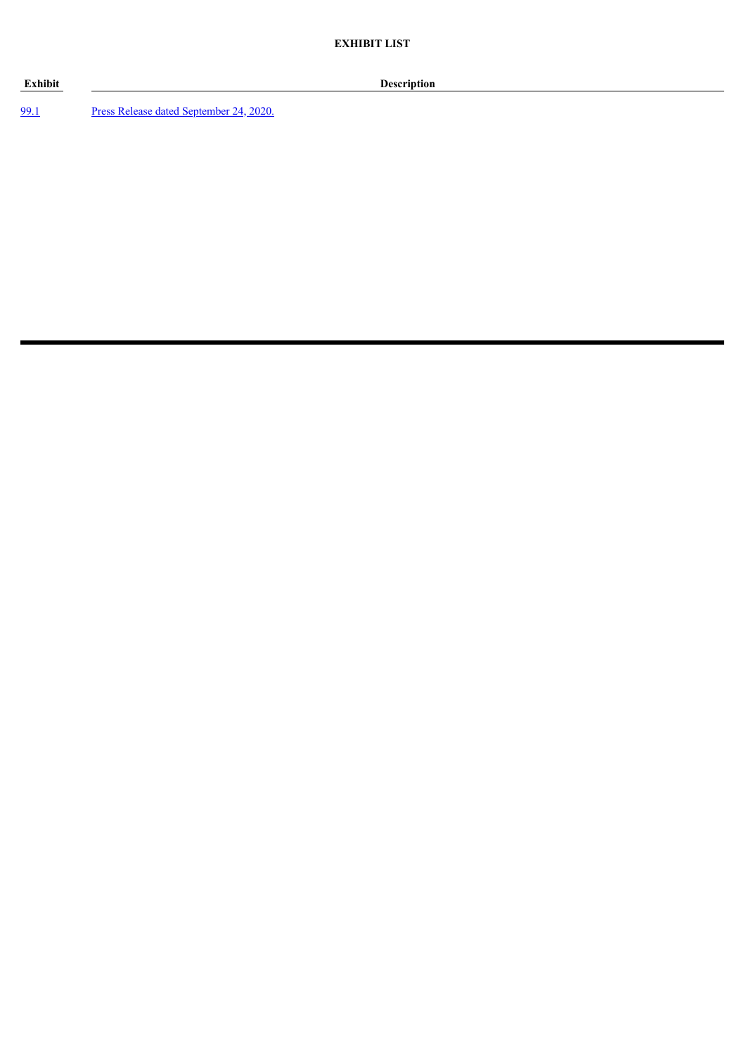**EXHIBIT LIST**

| Exhibit | Description |
| --- | --- |
| 99.1 | Press Release dated September 24, 2020. |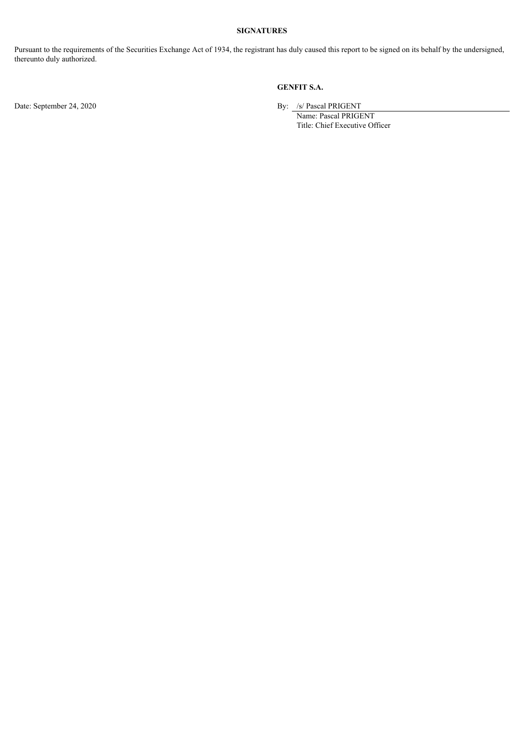**SIGNATURES**

Pursuant to the requirements of the Securities Exchange Act of 1934, the registrant has duly caused this report to be signed on its behalf by the undersigned, thereunto duly authorized.

**GENFIT S.A.**

Date: September 24, 2020

By: /s/ Pascal PRIGENT
Name: Pascal PRIGENT
Title: Chief Executive Officer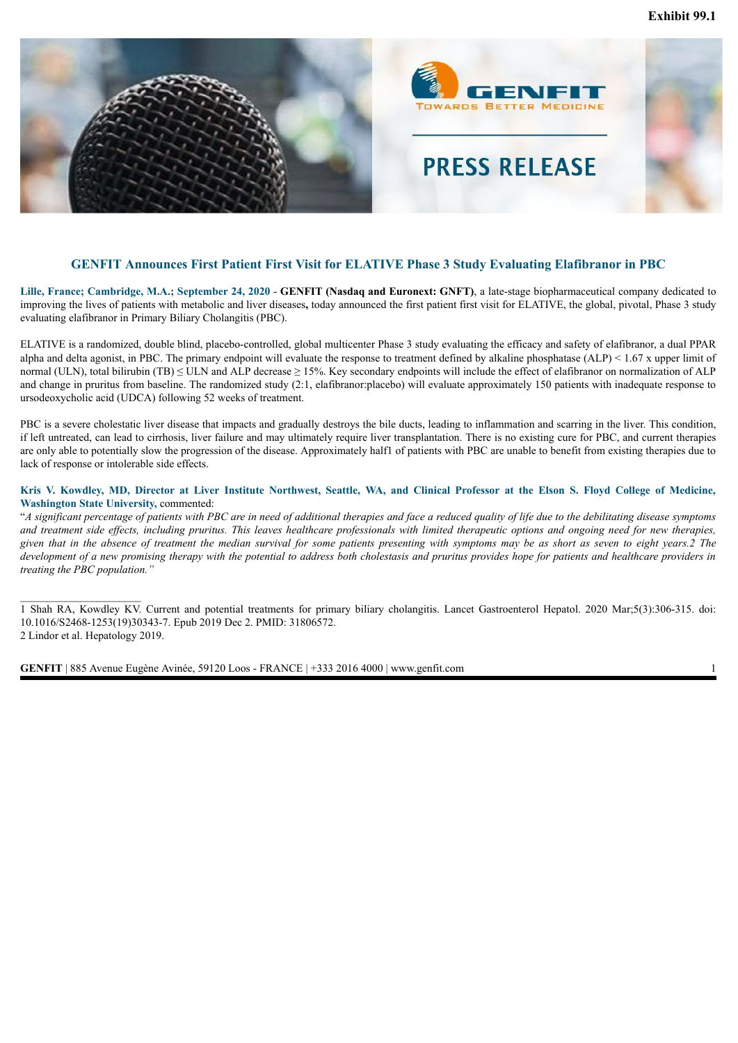Exhibit 99.1

# PRESS RELEASE

## GENFIT Announces First Patient First Visit for ELATIVE Phase 3 Study Evaluating Elafibranor in PBC

**Lille, France; Cambridge, M.A.; September 24, 2020** - **GENFIT (Nasdaq and Euronext: GNFT)**, a late-stage biopharmaceutical company dedicated to improving the lives of patients with metabolic and liver diseases**,** today announced the first patient first visit for ELATIVE, the global, pivotal, Phase 3 study evaluating elafibranor in Primary Biliary Cholangitis (PBC).

ELATIVE is a randomized, double blind, placebo-controlled, global multicenter Phase 3 study evaluating the efficacy and safety of elafibranor, a dual PPAR alpha and delta agonist, in PBC. The primary endpoint will evaluate the response to treatment defined by alkaline phosphatase (ALP) < 1.67 x upper limit of normal (ULN), total bilirubin (TB) ≤ ULN and ALP decrease ≥ 15%. Key secondary endpoints will include the effect of elafibranor on normalization of ALP and change in pruritus from baseline. The randomized study (2:1, elafibranor:placebo) will evaluate approximately 150 patients with inadequate response to ursodeoxycholic acid (UDCA) following 52 weeks of treatment.

PBC is a severe cholestatic liver disease that impacts and gradually destroys the bile ducts, leading to inflammation and scarring in the liver. This condition, if left untreated, can lead to cirrhosis, liver failure and may ultimately require liver transplantation. There is no existing cure for PBC, and current therapies are only able to potentially slow the progression of the disease. Approximately half[1] of patients with PBC are unable to benefit from existing therapies due to lack of response or intolerable side effects.

**Kris V. Kowdley, MD, Director at Liver Institute Northwest, Seattle, WA, and Clinical Professor at the Elson S. Floyd College of Medicine, Washington State University,** commented:

"*A significant percentage of patients with PBC are in need of additional therapies and face a reduced quality of life due to the debilitating disease symptoms and treatment side effects, including pruritus. This leaves healthcare professionals with limited therapeutic options and ongoing need for new therapies, given that in the absence of treatment the median survival for some patients presenting with symptoms may be as short as seven to eight years.*[2] *The development of a new promising therapy with the potential to address both cholestasis and pruritus provides hope for patients and healthcare providers in treating the PBC population."*

---

1 Shah RA, Kowdley KV. Current and potential treatments for primary biliary cholangitis. Lancet Gastroenterol Hepatol. 2020 Mar;5(3):306-315. doi: 10.1016/S2468-1253(19)30343-7. Epub 2019 Dec 2. PMID: 31806572.

2 Lindor et al. Hepatology 2019.

**GENFIT** | 885 Avenue Eugène Avinée, 59120 Loos - FRANCE | +333 2016 4000 | www.genfit.com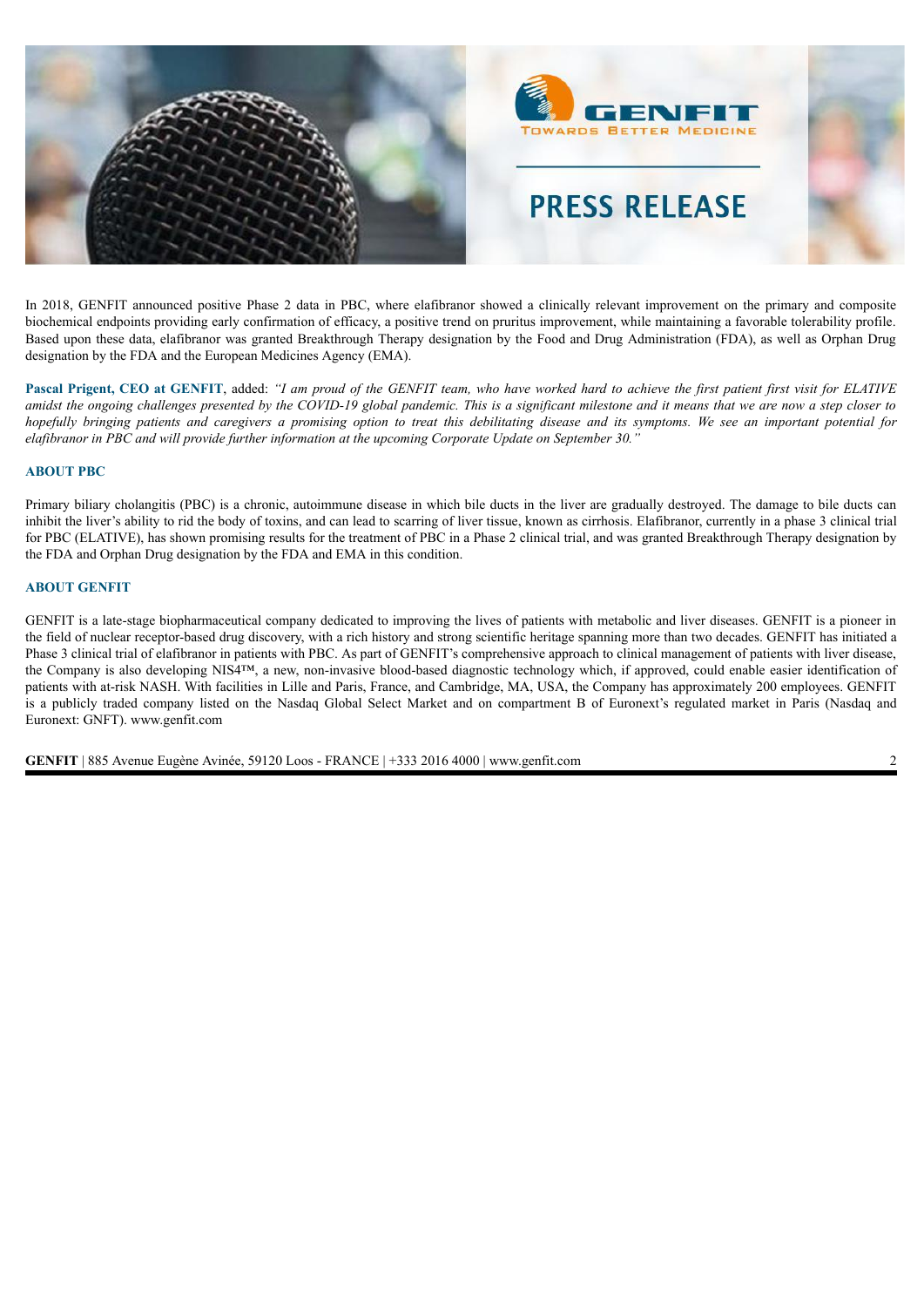In 2018, GENFIT announced positive Phase 2 data in PBC, where elafibranor showed a clinically relevant improvement on the primary and composite biochemical endpoints providing early confirmation of efficacy, a positive trend on pruritus improvement, while maintaining a favorable tolerability profile. Based upon these data, elafibranor was granted Breakthrough Therapy designation by the Food and Drug Administration (FDA), as well as Orphan Drug designation by the FDA and the European Medicines Agency (EMA).

**Pascal Prigent, CEO at GENFIT**, added: *"I am proud of the GENFIT team, who have worked hard to achieve the first patient first visit for ELATIVE amidst the ongoing challenges presented by the COVID-19 global pandemic. This is a significant milestone and it means that we are now a step closer to hopefully bringing patients and caregivers a promising option to treat this debilitating disease and its symptoms. We see an important potential for elafibranor in PBC and will provide further information at the upcoming Corporate Update on September 30."*

## ABOUT PBC

Primary biliary cholangitis (PBC) is a chronic, autoimmune disease in which bile ducts in the liver are gradually destroyed. The damage to bile ducts can inhibit the liver's ability to rid the body of toxins, and can lead to scarring of liver tissue, known as cirrhosis. Elafibranor, currently in a phase 3 clinical trial for PBC (ELATIVE), has shown promising results for the treatment of PBC in a Phase 2 clinical trial, and was granted Breakthrough Therapy designation by the FDA and Orphan Drug designation by the FDA and EMA in this condition.

## ABOUT GENFIT

GENFIT is a late-stage biopharmaceutical company dedicated to improving the lives of patients with metabolic and liver diseases. GENFIT is a pioneer in the field of nuclear receptor-based drug discovery, with a rich history and strong scientific heritage spanning more than two decades. GENFIT has initiated a Phase 3 clinical trial of elafibranor in patients with PBC. As part of GENFIT's comprehensive approach to clinical management of patients with liver disease, the Company is also developing NIS4™, a new, non-invasive blood-based diagnostic technology which, if approved, could enable easier identification of patients with at-risk NASH. With facilities in Lille and Paris, France, and Cambridge, MA, USA, the Company has approximately 200 employees. GENFIT is a publicly traded company listed on the Nasdaq Global Select Market and on compartment B of Euronext's regulated market in Paris (Nasdaq and Euronext: GNFT). www.genfit.com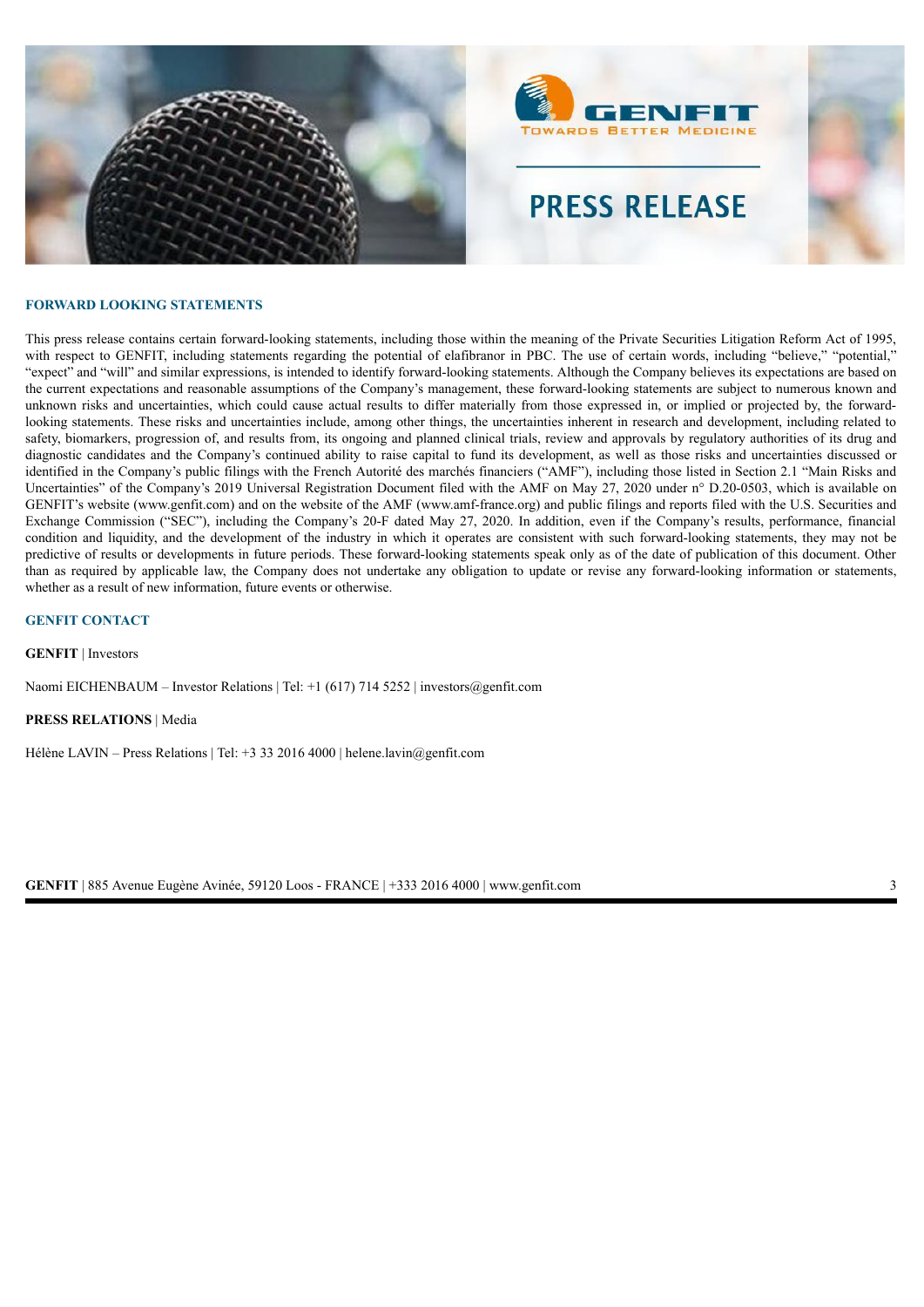## FORWARD LOOKING STATEMENTS

This press release contains certain forward-looking statements, including those within the meaning of the Private Securities Litigation Reform Act of 1995, with respect to GENFIT, including statements regarding the potential of elafibranor in PBC. The use of certain words, including "believe," "potential," "expect" and "will" and similar expressions, is intended to identify forward-looking statements. Although the Company believes its expectations are based on the current expectations and reasonable assumptions of the Company's management, these forward-looking statements are subject to numerous known and unknown risks and uncertainties, which could cause actual results to differ materially from those expressed in, or implied or projected by, the forward-looking statements. These risks and uncertainties include, among other things, the uncertainties inherent in research and development, including related to safety, biomarkers, progression of, and results from, its ongoing and planned clinical trials, review and approvals by regulatory authorities of its drug and diagnostic candidates and the Company's continued ability to raise capital to fund its development, as well as those risks and uncertainties discussed or identified in the Company's public filings with the French Autorité des marchés financiers ("AMF"), including those listed in Section 2.1 "Main Risks and Uncertainties" of the Company's 2019 Universal Registration Document filed with the AMF on May 27, 2020 under n° D.20-0503, which is available on GENFIT's website (www.genfit.com) and on the website of the AMF (www.amf-france.org) and public filings and reports filed with the U.S. Securities and Exchange Commission ("SEC"), including the Company's 20-F dated May 27, 2020. In addition, even if the Company's results, performance, financial condition and liquidity, and the development of the industry in which it operates are consistent with such forward-looking statements, they may not be predictive of results or developments in future periods. These forward-looking statements speak only as of the date of publication of this document. Other than as required by applicable law, the Company does not undertake any obligation to update or revise any forward-looking information or statements, whether as a result of new information, future events or otherwise.

## GENFIT CONTACT

**GENFIT** | Investors

Naomi EICHENBAUM – Investor Relations | Tel: +1 (617) 714 5252 | investors@genfit.com

**PRESS RELATIONS** | Media

Hélène LAVIN – Press Relations | Tel: +3 33 2016 4000 | helene.lavin@genfit.com